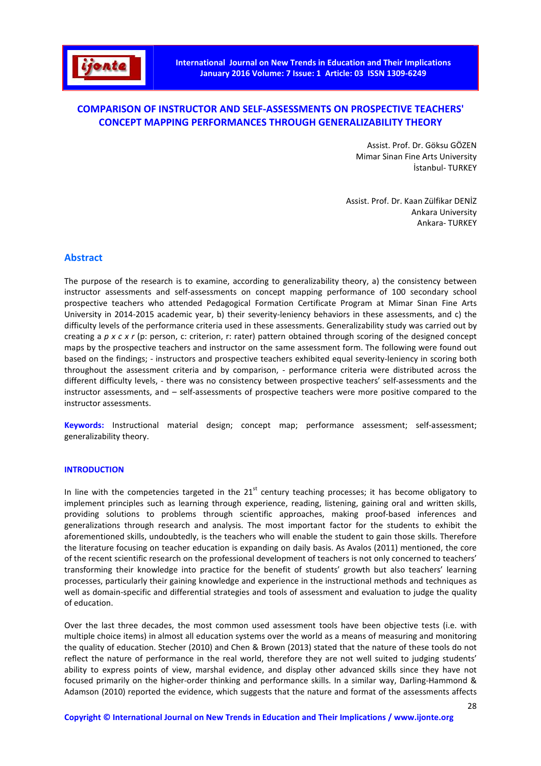# COMPARISON OF INSTRUCTOR AND SELF-ASSESSMENTS ON PROSPECTIVE TEACHERS' CONCEPT MAPPING PERFORMANCES THROUGH GENERALIZABILITY THEORY

Assist. Prof. Dr. Göksu GÖZEN
Mimar Sinan Fine Arts University
İstanbul- TURKEY

Assist. Prof. Dr. Kaan Zülfikar DENİZ
Ankara University
Ankara- TURKEY

## Abstract

The purpose of the research is to examine, according to generalizability theory, a) the consistency between instructor assessments and self-assessments on concept mapping performance of 100 secondary school prospective teachers who attended Pedagogical Formation Certificate Program at Mimar Sinan Fine Arts University in 2014-2015 academic year, b) their severity-leniency behaviors in these assessments, and c) the difficulty levels of the performance criteria used in these assessments. Generalizability study was carried out by creating a *p x c x r* (p: person, c: criterion, r: rater) pattern obtained through scoring of the designed concept maps by the prospective teachers and instructor on the same assessment form. The following were found out based on the findings; - instructors and prospective teachers exhibited equal severity-leniency in scoring both throughout the assessment criteria and by comparison, - performance criteria were distributed across the different difficulty levels, - there was no consistency between prospective teachers' self-assessments and the instructor assessments, and – self-assessments of prospective teachers were more positive compared to the instructor assessments.

**Keywords:** Instructional material design; concept map; performance assessment; self-assessment; generalizability theory.

## INTRODUCTION

In line with the competencies targeted in the 21st century teaching processes; it has become obligatory to implement principles such as learning through experience, reading, listening, gaining oral and written skills, providing solutions to problems through scientific approaches, making proof-based inferences and generalizations through research and analysis. The most important factor for the students to exhibit the aforementioned skills, undoubtedly, is the teachers who will enable the student to gain those skills. Therefore the literature focusing on teacher education is expanding on daily basis. As Avalos (2011) mentioned, the core of the recent scientific research on the professional development of teachers is not only concerned to teachers' transforming their knowledge into practice for the benefit of students' growth but also teachers' learning processes, particularly their gaining knowledge and experience in the instructional methods and techniques as well as domain-specific and differential strategies and tools of assessment and evaluation to judge the quality of education.

Over the last three decades, the most common used assessment tools have been objective tests (i.e. with multiple choice items) in almost all education systems over the world as a means of measuring and monitoring the quality of education. Stecher (2010) and Chen & Brown (2013) stated that the nature of these tools do not reflect the nature of performance in the real world, therefore they are not well suited to judging students' ability to express points of view, marshal evidence, and display other advanced skills since they have not focused primarily on the higher-order thinking and performance skills. In a similar way, Darling-Hammond & Adamson (2010) reported the evidence, which suggests that the nature and format of the assessments affects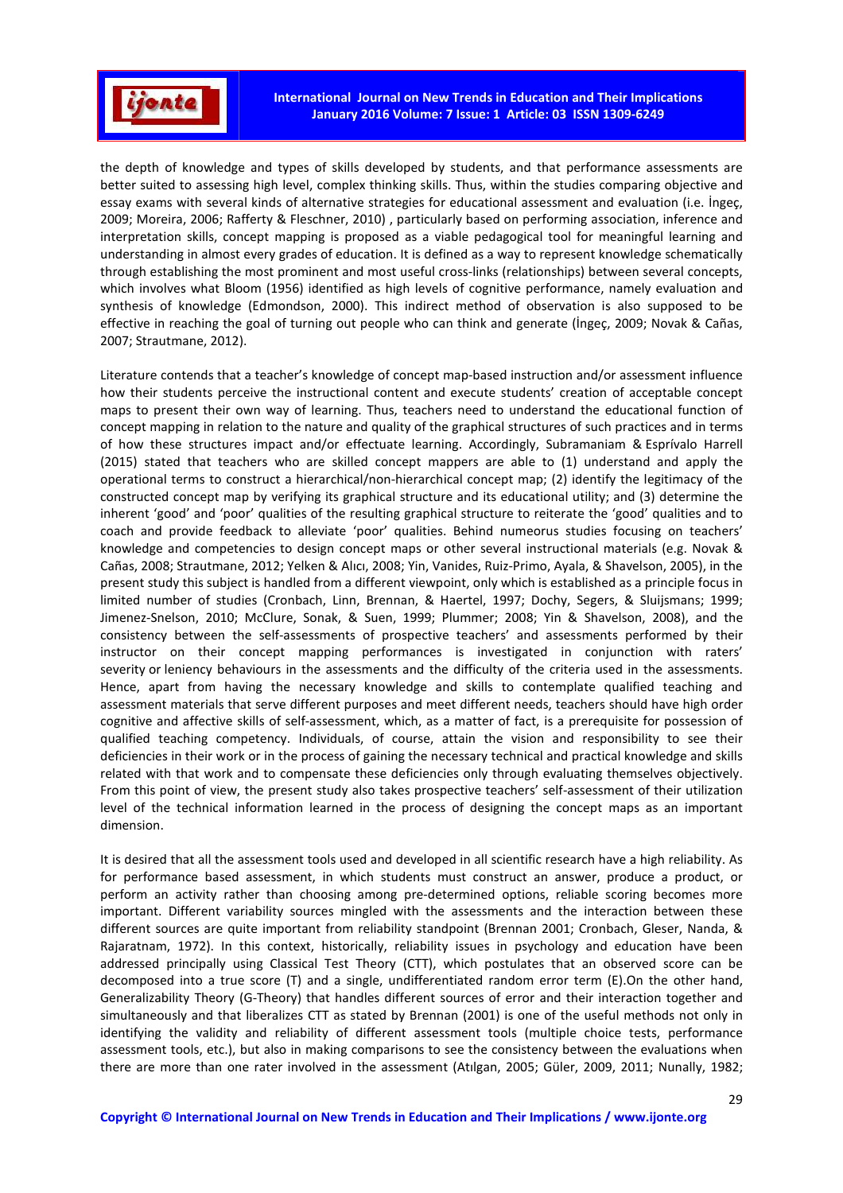the depth of knowledge and types of skills developed by students, and that performance assessments are better suited to assessing high level, complex thinking skills. Thus, within the studies comparing objective and essay exams with several kinds of alternative strategies for educational assessment and evaluation (i.e. İngeç, 2009; Moreira, 2006; Rafferty & Fleschner, 2010) , particularly based on performing association, inference and interpretation skills, concept mapping is proposed as a viable pedagogical tool for meaningful learning and understanding in almost every grades of education. It is defined as a way to represent knowledge schematically through establishing the most prominent and most useful cross-links (relationships) between several concepts, which involves what Bloom (1956) identified as high levels of cognitive performance, namely evaluation and synthesis of knowledge (Edmondson, 2000). This indirect method of observation is also supposed to be effective in reaching the goal of turning out people who can think and generate (İngeç, 2009; Novak & Cañas, 2007; Strautmane, 2012).

Literature contends that a teacher's knowledge of concept map-based instruction and/or assessment influence how their students perceive the instructional content and execute students' creation of acceptable concept maps to present their own way of learning. Thus, teachers need to understand the educational function of concept mapping in relation to the nature and quality of the graphical structures of such practices and in terms of how these structures impact and/or effectuate learning. Accordingly, Subramaniam & Esprívalo Harrell (2015) stated that teachers who are skilled concept mappers are able to (1) understand and apply the operational terms to construct a hierarchical/non-hierarchical concept map; (2) identify the legitimacy of the constructed concept map by verifying its graphical structure and its educational utility; and (3) determine the inherent 'good' and 'poor' qualities of the resulting graphical structure to reiterate the 'good' qualities and to coach and provide feedback to alleviate 'poor' qualities. Behind numeorus studies focusing on teachers' knowledge and competencies to design concept maps or other several instructional materials (e.g. Novak & Cañas, 2008; Strautmane, 2012; Yelken & Alıcı, 2008; Yin, Vanides, Ruiz-Primo, Ayala, & Shavelson, 2005), in the present study this subject is handled from a different viewpoint, only which is established as a principle focus in limited number of studies (Cronbach, Linn, Brennan, & Haertel, 1997; Dochy, Segers, & Sluijsmans; 1999; Jimenez-Snelson, 2010; McClure, Sonak, & Suen, 1999; Plummer; 2008; Yin & Shavelson, 2008), and the consistency between the self-assessments of prospective teachers' and assessments performed by their instructor on their concept mapping performances is investigated in conjunction with raters' severity or leniency behaviours in the assessments and the difficulty of the criteria used in the assessments. Hence, apart from having the necessary knowledge and skills to contemplate qualified teaching and assessment materials that serve different purposes and meet different needs, teachers should have high order cognitive and affective skills of self-assessment, which, as a matter of fact, is a prerequisite for possession of qualified teaching competency. Individuals, of course, attain the vision and responsibility to see their deficiencies in their work or in the process of gaining the necessary technical and practical knowledge and skills related with that work and to compensate these deficiencies only through evaluating themselves objectively. From this point of view, the present study also takes prospective teachers' self-assessment of their utilization level of the technical information learned in the process of designing the concept maps as an important dimension.

It is desired that all the assessment tools used and developed in all scientific research have a high reliability. As for performance based assessment, in which students must construct an answer, produce a product, or perform an activity rather than choosing among pre-determined options, reliable scoring becomes more important. Different variability sources mingled with the assessments and the interaction between these different sources are quite important from reliability standpoint (Brennan 2001; Cronbach, Gleser, Nanda, & Rajaratnam, 1972). In this context, historically, reliability issues in psychology and education have been addressed principally using Classical Test Theory (CTT), which postulates that an observed score can be decomposed into a true score (T) and a single, undifferentiated random error term (E).On the other hand, Generalizability Theory (G-Theory) that handles different sources of error and their interaction together and simultaneously and that liberalizes CTT as stated by Brennan (2001) is one of the useful methods not only in identifying the validity and reliability of different assessment tools (multiple choice tests, performance assessment tools, etc.), but also in making comparisons to see the consistency between the evaluations when there are more than one rater involved in the assessment (Atılgan, 2005; Güler, 2009, 2011; Nunally, 1982;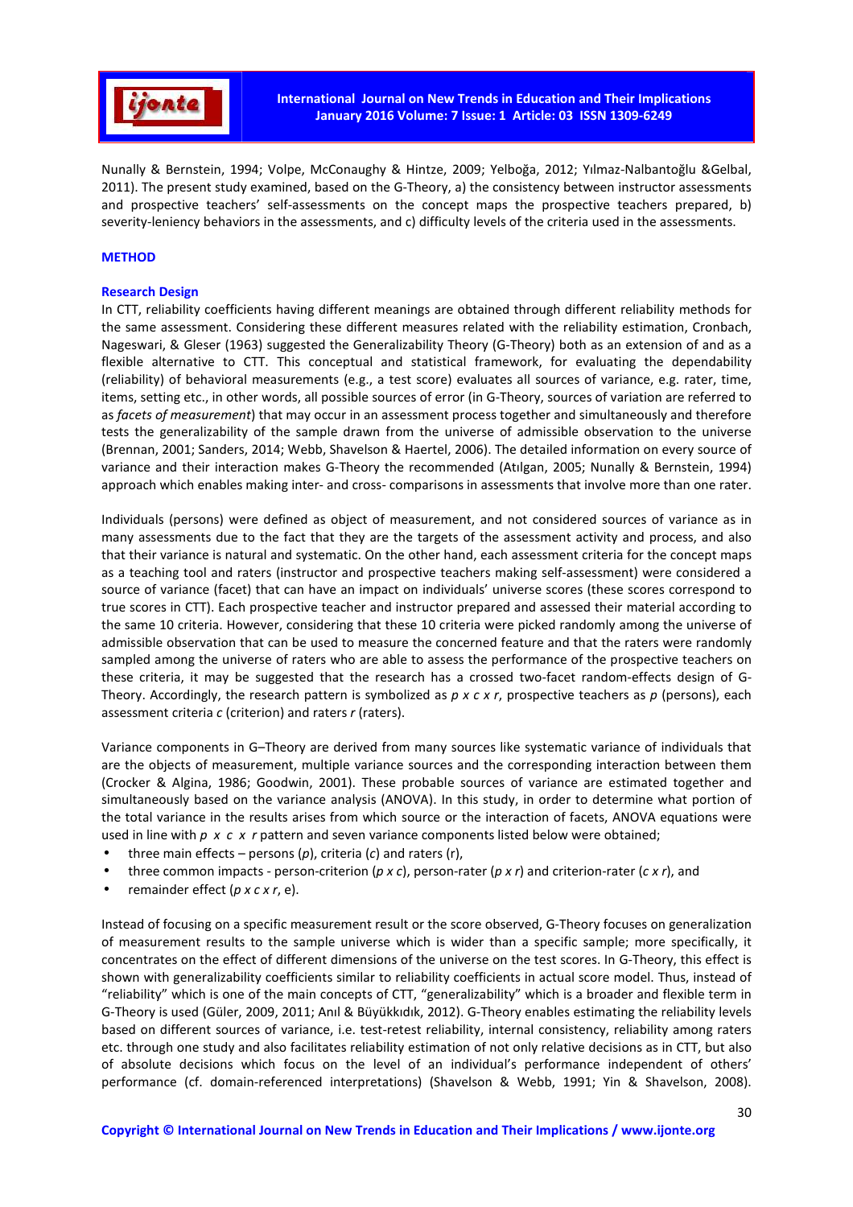Nunally & Bernstein, 1994; Volpe, McConaughy & Hintze, 2009; Yelboğa, 2012; Yılmaz-Nalbantoğlu &Gelbal, 2011). The present study examined, based on the G-Theory, a) the consistency between instructor assessments and prospective teachers' self-assessments on the concept maps the prospective teachers prepared, b) severity-leniency behaviors in the assessments, and c) difficulty levels of the criteria used in the assessments.

## METHOD

### Research Design

In CTT, reliability coefficients having different meanings are obtained through different reliability methods for the same assessment. Considering these different measures related with the reliability estimation, Cronbach, Nageswari, & Gleser (1963) suggested the Generalizability Theory (G-Theory) both as an extension of and as a flexible alternative to CTT. This conceptual and statistical framework, for evaluating the dependability (reliability) of behavioral measurements (e.g., a test score) evaluates all sources of variance, e.g. rater, time, items, setting etc., in other words, all possible sources of error (in G-Theory, sources of variation are referred to as *facets of measurement*) that may occur in an assessment process together and simultaneously and therefore tests the generalizability of the sample drawn from the universe of admissible observation to the universe (Brennan, 2001; Sanders, 2014; Webb, Shavelson & Haertel, 2006). The detailed information on every source of variance and their interaction makes G-Theory the recommended (Atılgan, 2005; Nunally & Bernstein, 1994) approach which enables making inter- and cross- comparisons in assessments that involve more than one rater.

Individuals (persons) were defined as object of measurement, and not considered sources of variance as in many assessments due to the fact that they are the targets of the assessment activity and process, and also that their variance is natural and systematic. On the other hand, each assessment criteria for the concept maps as a teaching tool and raters (instructor and prospective teachers making self-assessment) were considered a source of variance (facet) that can have an impact on individuals' universe scores (these scores correspond to true scores in CTT). Each prospective teacher and instructor prepared and assessed their material according to the same 10 criteria. However, considering that these 10 criteria were picked randomly among the universe of admissible observation that can be used to measure the concerned feature and that the raters were randomly sampled among the universe of raters who are able to assess the performance of the prospective teachers on these criteria, it may be suggested that the research has a crossed two-facet random-effects design of G-Theory. Accordingly, the research pattern is symbolized as *p x c x r*, prospective teachers as *p* (persons), each assessment criteria *c* (criterion) and raters *r* (raters).

Variance components in G–Theory are derived from many sources like systematic variance of individuals that are the objects of measurement, multiple variance sources and the corresponding interaction between them (Crocker & Algina, 1986; Goodwin, 2001). These probable sources of variance are estimated together and simultaneously based on the variance analysis (ANOVA). In this study, in order to determine what portion of the total variance in the results arises from which source or the interaction of facets, ANOVA equations were used in line with *p x c x r* pattern and seven variance components listed below were obtained;

- three main effects – persons (*p*), criteria (*c*) and raters (r),
- three common impacts - person-criterion (*p x c*), person-rater (*p x r*) and criterion-rater (*c x r*), and
- remainder effect (*p x c x r*, e).

Instead of focusing on a specific measurement result or the score observed, G-Theory focuses on generalization of measurement results to the sample universe which is wider than a specific sample; more specifically, it concentrates on the effect of different dimensions of the universe on the test scores. In G-Theory, this effect is shown with generalizability coefficients similar to reliability coefficients in actual score model. Thus, instead of "reliability" which is one of the main concepts of CTT, "generalizability" which is a broader and flexible term in G-Theory is used (Güler, 2009, 2011; Anıl & Büyükkıdık, 2012). G-Theory enables estimating the reliability levels based on different sources of variance, i.e. test-retest reliability, internal consistency, reliability among raters etc. through one study and also facilitates reliability estimation of not only relative decisions as in CTT, but also of absolute decisions which focus on the level of an individual's performance independent of others' performance (cf. domain-referenced interpretations) (Shavelson & Webb, 1991; Yin & Shavelson, 2008).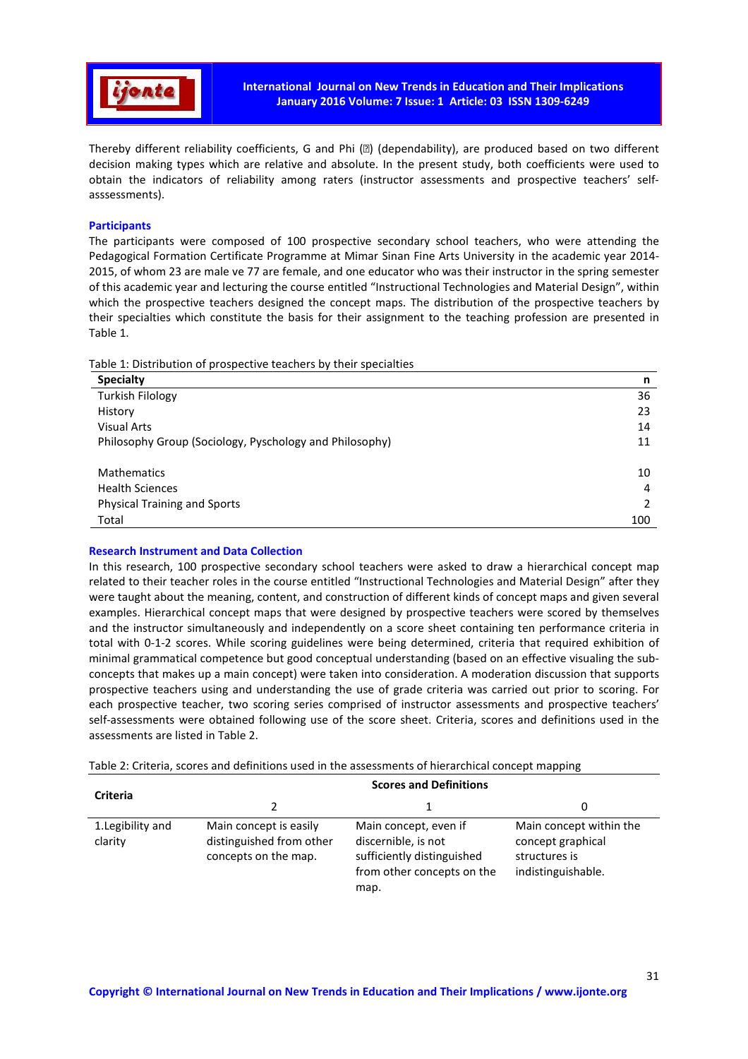Thereby different reliability coefficients, G and Phi (Φ) (dependability), are produced based on two different decision making types which are relative and absolute. In the present study, both coefficients were used to obtain the indicators of reliability among raters (instructor assessments and prospective teachers' self-asssessments).

### Participants

The participants were composed of 100 prospective secondary school teachers, who were attending the Pedagogical Formation Certificate Programme at Mimar Sinan Fine Arts University in the academic year 2014-2015, of whom 23 are male ve 77 are female, and one educator who was their instructor in the spring semester of this academic year and lecturing the course entitled "Instructional Technologies and Material Design", within which the prospective teachers designed the concept maps. The distribution of the prospective teachers by their specialties which constitute the basis for their assignment to the teaching profession are presented in Table 1.

Table 1: Distribution of prospective teachers by their specialties

| Specialty | n |
|---|---|
| Turkish Filology | 36 |
| History | 23 |
| Visual Arts | 14 |
| Philosophy Group (Sociology, Pyschology and Philosophy) | 11 |
| Mathematics | 10 |
| Health Sciences | 4 |
| Physical Training and Sports | 2 |
| Total | 100 |

### Research Instrument and Data Collection

In this research, 100 prospective secondary school teachers were asked to draw a hierarchical concept map related to their teacher roles in the course entitled "Instructional Technologies and Material Design" after they were taught about the meaning, content, and construction of different kinds of concept maps and given several examples. Hierarchical concept maps that were designed by prospective teachers were scored by themselves and the instructor simultaneously and independently on a score sheet containing ten performance criteria in total with 0-1-2 scores. While scoring guidelines were being determined, criteria that required exhibition of minimal grammatical competence but good conceptual understanding (based on an effective visualing the sub-concepts that makes up a main concept) were taken into consideration. A moderation discussion that supports prospective teachers using and understanding the use of grade criteria was carried out prior to scoring. For each prospective teacher, two scoring series comprised of instructor assessments and prospective teachers' self-assessments were obtained following use of the score sheet. Criteria, scores and definitions used in the assessments are listed in Table 2.

Table 2: Criteria, scores and definitions used in the assessments of hierarchical concept mapping

| Criteria | Scores and Definitions | | |
|---|---|---|---|
| | 2 | 1 | 0 |
| 1.Legibility and clarity | Main concept is easily distinguished from other concepts on the map. | Main concept, even if discernible, is not sufficiently distinguished from other concepts on the map. | Main concept within the concept graphical structures is indistinguishable. |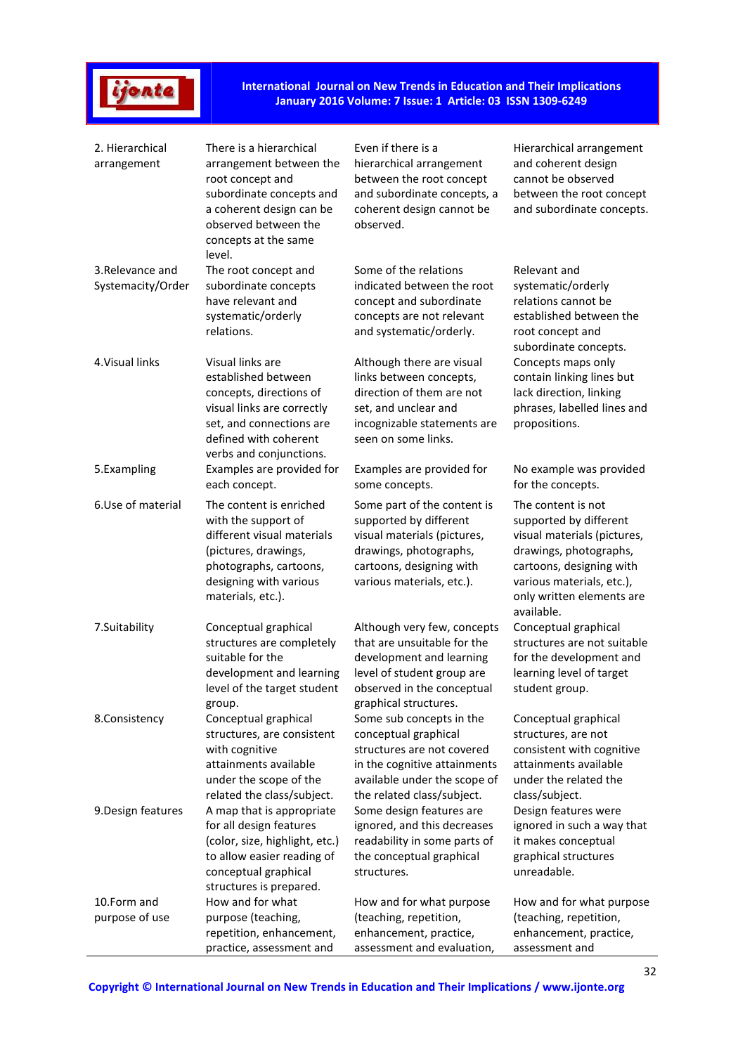| 2. Hierarchical arrangement | There is a hierarchical arrangement between the root concept and subordinate concepts and a coherent design can be observed between the concepts at the same level. | Even if there is a hierarchical arrangement between the root concept and subordinate concepts, a coherent design cannot be observed. | Hierarchical arrangement and coherent design cannot be observed between the root concept and subordinate concepts. |
|---|---|---|---|
| 3.Relevance and Systemacity/Order | The root concept and subordinate concepts have relevant and systematic/orderly relations. | Some of the relations indicated between the root concept and subordinate concepts are not relevant and systematic/orderly. | Relevant and systematic/orderly relations cannot be established between the root concept and subordinate concepts. |
| 4.Visual links | Visual links are established between concepts, directions of visual links are correctly set, and connections are defined with coherent verbs and conjunctions. | Although there are visual links between concepts, direction of them are not set, and unclear and incognizable statements are seen on some links. | Concepts maps only contain linking lines but lack direction, linking phrases, labelled lines and propositions. |
| 5.Exampling | Examples are provided for each concept. | Examples are provided for some concepts. | No example was provided for the concepts. |
| 6.Use of material | The content is enriched with the support of different visual materials (pictures, drawings, photographs, cartoons, designing with various materials, etc.). | Some part of the content is supported by different visual materials (pictures, drawings, photographs, cartoons, designing with various materials, etc.). | The content is not supported by different visual materials (pictures, drawings, photographs, cartoons, designing with various materials, etc.), only written elements are available. |
| 7.Suitability | Conceptual graphical structures are completely suitable for the development and learning level of the target student group. | Although very few, concepts that are unsuitable for the development and learning level of student group are observed in the conceptual graphical structures. | Conceptual graphical structures are not suitable for the development and learning level of target student group. |
| 8.Consistency | Conceptual graphical structures, are consistent with cognitive attainments available under the scope of the related the class/subject. | Some sub concepts in the conceptual graphical structures are not covered in the cognitive attainments available under the scope of the related class/subject. | Conceptual graphical structures, are not consistent with cognitive attainments available under the related the class/subject. |
| 9.Design features | A map that is appropriate for all design features (color, size, highlight, etc.) to allow easier reading of conceptual graphical structures is prepared. | Some design features are ignored, and this decreases readability in some parts of the conceptual graphical structures. | Design features were ignored in such a way that it makes conceptual graphical structures unreadable. |
| 10.Form and purpose of use | How and for what purpose (teaching, repetition, enhancement, practice, assessment and | How and for what purpose (teaching, repetition, enhancement, practice, assessment and evaluation, | How and for what purpose (teaching, repetition, enhancement, practice, assessment and |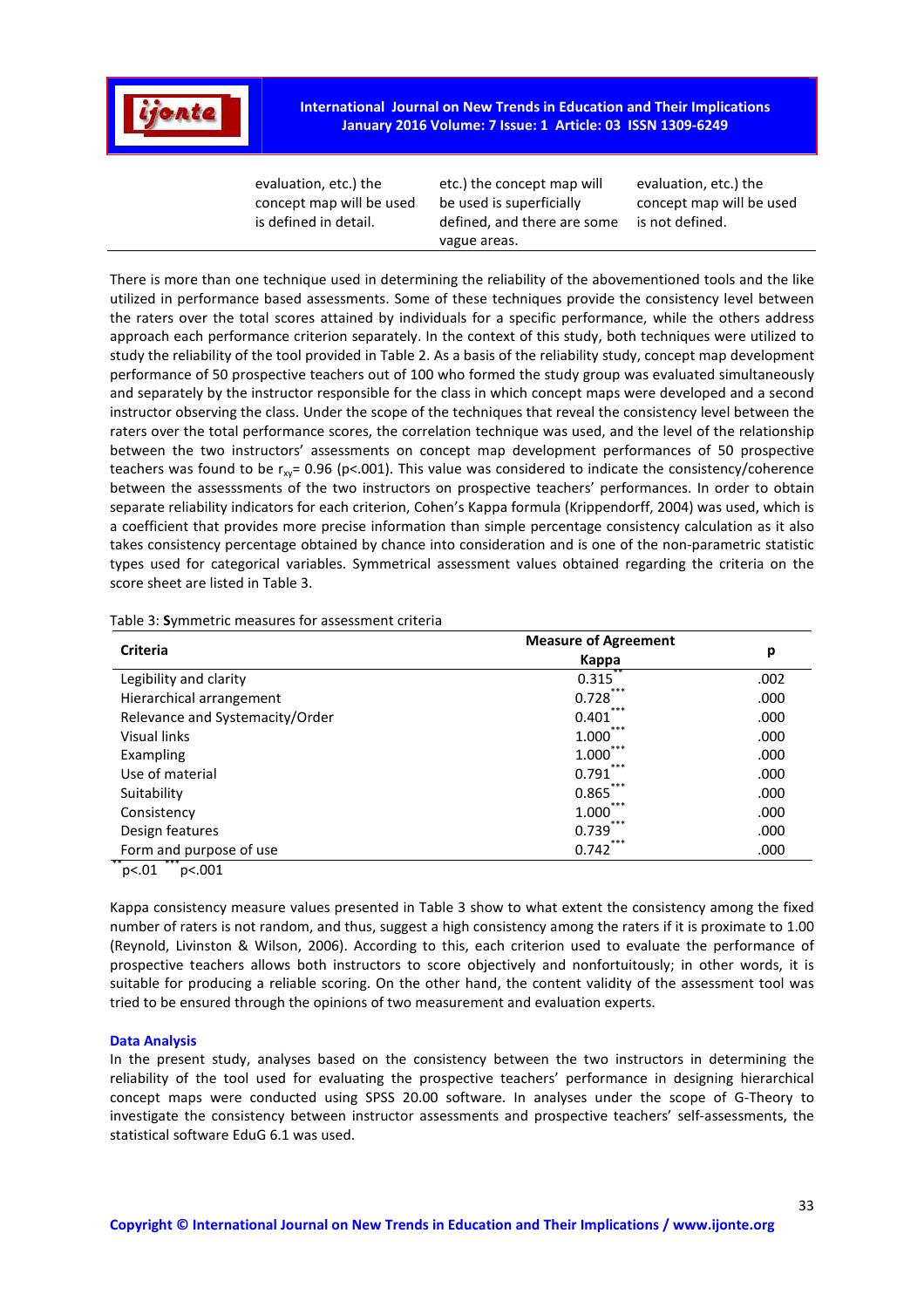| | | |
|---|---|---|
| evaluation, etc.) the concept map will be used is defined in detail. | etc.) the concept map will be used is superficially defined, and there are some vague areas. | evaluation, etc.) the concept map will be used is not defined. |

There is more than one technique used in determining the reliability of the abovementioned tools and the like utilized in performance based assessments. Some of these techniques provide the consistency level between the raters over the total scores attained by individuals for a specific performance, while the others address approach each performance criterion separately. In the context of this study, both techniques were utilized to study the reliability of the tool provided in Table 2. As a basis of the reliability study, concept map development performance of 50 prospective teachers out of 100 who formed the study group was evaluated simultaneously and separately by the instructor responsible for the class in which concept maps were developed and a second instructor observing the class. Under the scope of the techniques that reveal the consistency level between the raters over the total performance scores, the correlation technique was used, and the level of the relationship between the two instructors' assessments on concept map development performances of 50 prospective teachers was found to be $r_{xy}$= 0.96 ($p$<.001). This value was considered to indicate the consistency/coherence between the assesssments of the two instructors on prospective teachers' performances. In order to obtain separate reliability indicators for each criterion, Cohen's Kappa formula (Krippendorff, 2004) was used, which is a coefficient that provides more precise information than simple percentage consistency calculation as it also takes consistency percentage obtained by chance into consideration and is one of the non-parametric statistic types used for categorical variables. Symmetrical assessment values obtained regarding the criteria on the score sheet are listed in Table 3.

Table 3: **S**ymmetric measures for assessment criteria

| Criteria | Measure of Agreement Kappa | p |
|---|---|---|
| Legibility and clarity | 0.315** | .002 |
| Hierarchical arrangement | 0.728*** | .000 |
| Relevance and Systematicity/Order | 0.401*** | .000 |
| Visual links | 1.000*** | .000 |
| Exampling | 1.000*** | .000 |
| Use of material | 0.791*** | .000 |
| Suitability | 0.865*** | .000 |
| Consistency | 1.000*** | .000 |
| Design features | 0.739*** | .000 |
| Form and purpose of use | 0.742*** | .000 |

** p<.01 *** p<.001

Kappa consistency measure values presented in Table 3 show to what extent the consistency among the fixed number of raters is not random, and thus, suggest a high consistency among the raters if it is proximate to 1.00 (Reynold, Livinston & Wilson, 2006). According to this, each criterion used to evaluate the performance of prospective teachers allows both instructors to score objectively and nonfortuitously; in other words, it is suitable for producing a reliable scoring. On the other hand, the content validity of the assessment tool was tried to be ensured through the opinions of two measurement and evaluation experts.

### Data Analysis

In the present study, analyses based on the consistency between the two instructors in determining the reliability of the tool used for evaluating the prospective teachers' performance in designing hierarchical concept maps were conducted using SPSS 20.00 software. In analyses under the scope of G-Theory to investigate the consistency between instructor assessments and prospective teachers' self-assessments, the statistical software EduG 6.1 was used.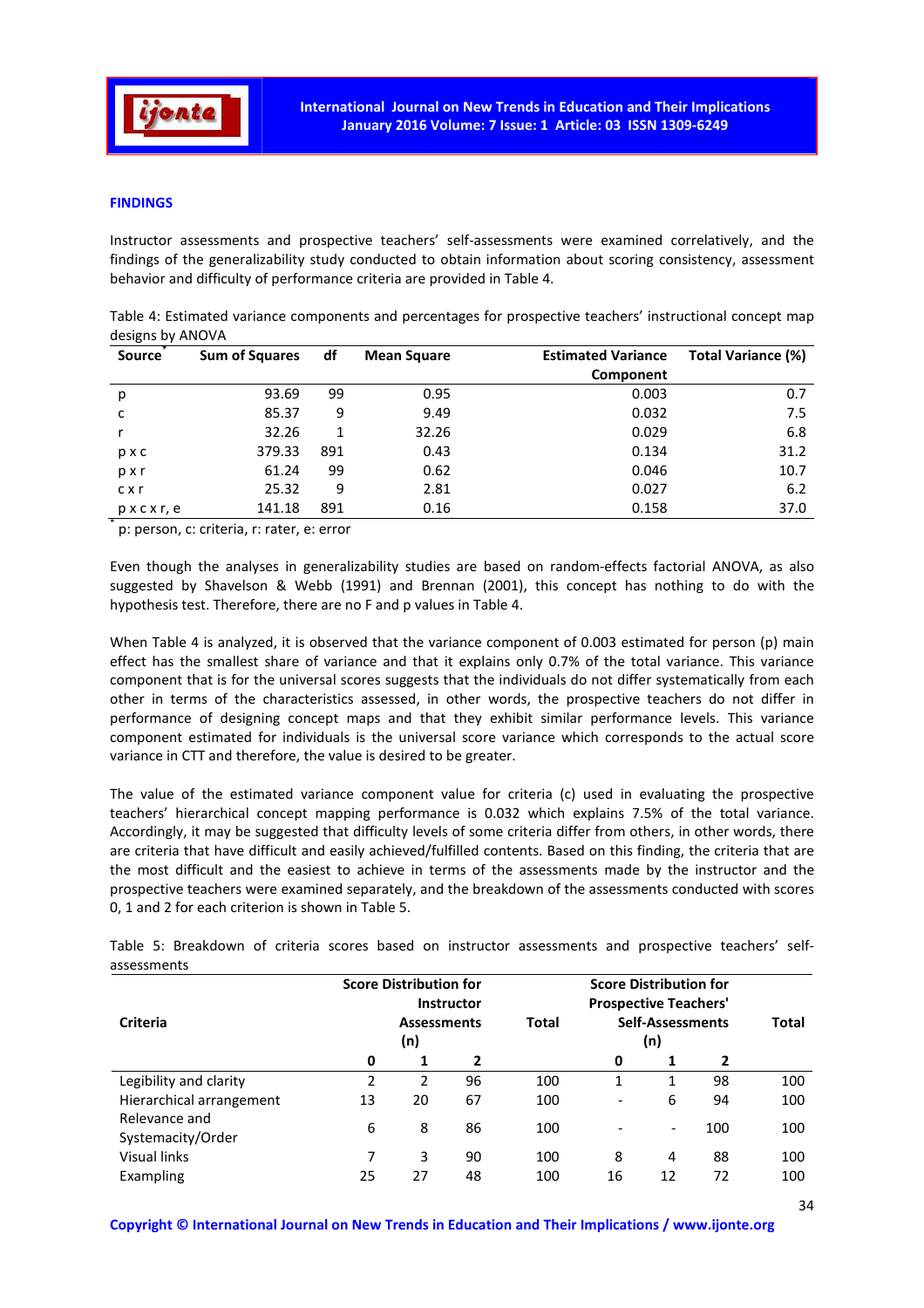### FINDINGS

Instructor assessments and prospective teachers' self-assessments were examined correlatively, and the findings of the generalizability study conducted to obtain information about scoring consistency, assessment behavior and difficulty of performance criteria are provided in Table 4.

Table 4: Estimated variance components and percentages for prospective teachers' instructional concept map designs by ANOVA

| Source[*] | Sum of Squares | df | Mean Square | Estimated Variance Component | Total Variance (%) |
|---|---|---|---|---|---|
| p | 93.69 | 99 | 0.95 | 0.003 | 0.7 |
| c | 85.37 | 9 | 9.49 | 0.032 | 7.5 |
| r | 32.26 | 1 | 32.26 | 0.029 | 6.8 |
| p x c | 379.33 | 891 | 0.43 | 0.134 | 31.2 |
| p x r | 61.24 | 99 | 0.62 | 0.046 | 10.7 |
| c x r | 25.32 | 9 | 2.81 | 0.027 | 6.2 |
| p x c x r, e | 141.18 | 891 | 0.16 | 0.158 | 37.0 |

[*] p: person, c: criteria, r: rater, e: error

Even though the analyses in generalizability studies are based on random-effects factorial ANOVA, as also suggested by Shavelson & Webb (1991) and Brennan (2001), this concept has nothing to do with the hypothesis test. Therefore, there are no F and p values in Table 4.

When Table 4 is analyzed, it is observed that the variance component of 0.003 estimated for person (p) main effect has the smallest share of variance and that it explains only 0.7% of the total variance. This variance component that is for the universal scores suggests that the individuals do not differ systematically from each other in terms of the characteristics assessed, in other words, the prospective teachers do not differ in performance of designing concept maps and that they exhibit similar performance levels. This variance component estimated for individuals is the universal score variance which corresponds to the actual score variance in CTT and therefore, the value is desired to be greater.

The value of the estimated variance component value for criteria (c) used in evaluating the prospective teachers' hierarchical concept mapping performance is 0.032 which explains 7.5% of the total variance. Accordingly, it may be suggested that difficulty levels of some criteria differ from others, in other words, there are criteria that have difficult and easily achieved/fulfilled contents. Based on this finding, the criteria that are the most difficult and the easiest to achieve in terms of the assessments made by the instructor and the prospective teachers were examined separately, and the breakdown of the assessments conducted with scores 0, 1 and 2 for each criterion is shown in Table 5.

Table 5: Breakdown of criteria scores based on instructor assessments and prospective teachers' self-assessments

| Criteria | Score Distribution for Instructor Assessments (n) | | | Total | Score Distribution for Prospective Teachers' Self-Assessments (n) | | | Total |
|---|---|---|---|---|---|---|---|---|
| | 0 | 1 | 2 | | 0 | 1 | 2 | |
| Legibility and clarity | 2 | 2 | 96 | 100 | 1 | 1 | 98 | 100 |
| Hierarchical arrangement | 13 | 20 | 67 | 100 | - | 6 | 94 | 100 |
| Relevance and Systemacity/Order | 6 | 8 | 86 | 100 | - | - | 100 | 100 |
| Visual links | 7 | 3 | 90 | 100 | 8 | 4 | 88 | 100 |
| Exampling | 25 | 27 | 48 | 100 | 16 | 12 | 72 | 100 |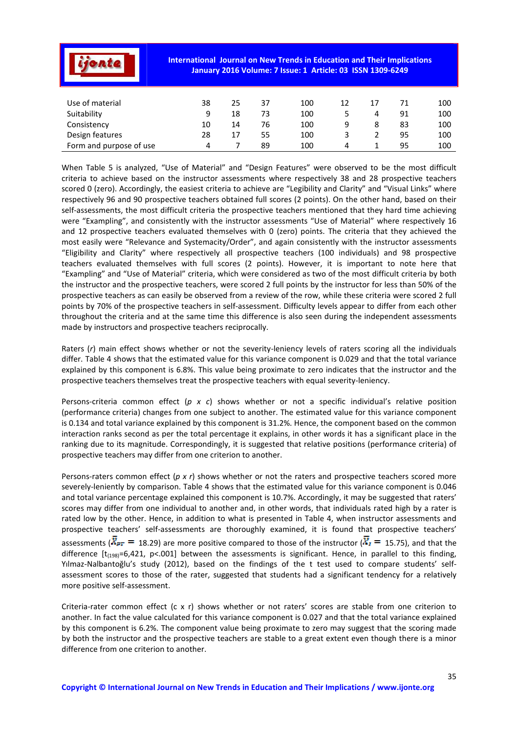| | | | | | | | | |
|---|---|---|---|---|---|---|---|---|
| Use of material | 38 | 25 | 37 | 100 | 12 | 17 | 71 | 100 |
| Suitability | 9 | 18 | 73 | 100 | 5 | 4 | 91 | 100 |
| Consistency | 10 | 14 | 76 | 100 | 9 | 8 | 83 | 100 |
| Design features | 28 | 17 | 55 | 100 | 3 | 2 | 95 | 100 |
| Form and purpose of use | 4 | 7 | 89 | 100 | 4 | 1 | 95 | 100 |

When Table 5 is analyzed, "Use of Material" and "Design Features" were observed to be the most difficult criteria to achieve based on the instructor assessments where respectively 38 and 28 prospective teachers scored 0 (zero). Accordingly, the easiest criteria to achieve are "Legibility and Clarity" and "Visual Links" where respectively 96 and 90 prospective teachers obtained full scores (2 points). On the other hand, based on their self-assessments, the most difficult criteria the prospective teachers mentioned that they hard time achieving were "Exampling", and consistently with the instructor assessments "Use of Material" where respectively 16 and 12 prospective teachers evaluated themselves with 0 (zero) points. The criteria that they achieved the most easily were "Relevance and Systemacity/Order", and again consistently with the instructor assessments "Eligibility and Clarity" where respectively all prospective teachers (100 individuals) and 98 prospective teachers evaluated themselves with full scores (2 points). However, it is important to note here that "Exampling" and "Use of Material" criteria, which were considered as two of the most difficult criteria by both the instructor and the prospective teachers, were scored 2 full points by the instructor for less than 50% of the prospective teachers as can easily be observed from a review of the row, while these criteria were scored 2 full points by 70% of the prospective teachers in self-assessment. Difficulty levels appear to differ from each other throughout the criteria and at the same time this difference is also seen during the independent assessments made by instructors and prospective teachers reciprocally.

Raters (*r*) main effect shows whether or not the severity-leniency levels of raters scoring all the individuals differ. Table 4 shows that the estimated value for this variance component is 0.029 and that the total variance explained by this component is 6.8%. This value being proximate to zero indicates that the instructor and the prospective teachers themselves treat the prospective teachers with equal severity-leniency.

Persons-criteria common effect (*p x c*) shows whether or not a specific individual's relative position (performance criteria) changes from one subject to another. The estimated value for this variance component is 0.134 and total variance explained by this component is 31.2%. Hence, the component based on the common interaction ranks second as per the total percentage it explains, in other words it has a significant place in the ranking due to its magnitude. Correspondingly, it is suggested that relative positions (performance criteria) of prospective teachers may differ from one criterion to another.

Persons-raters common effect (*p x r*) shows whether or not the raters and prospective teachers scored more severely-leniently by comparison. Table 4 shows that the estimated value for this variance component is 0.046 and total variance percentage explained this component is 10.7%. Accordingly, it may be suggested that raters' scores may differ from one individual to another and, in other words, that individuals rated high by a rater is rated low by the other. Hence, in addition to what is presented in Table 4, when instructor assessments and prospective teachers' self-assessments are thoroughly examined, it is found that prospective teachers' assessments ($\bar{X}_{PT} = 18.29$) are more positive compared to those of the instructor ($\bar{X}_{I} = 15.75$), and that the difference [$t_{(198)}$=6,421, p<.001] between the assessments is significant. Hence, in parallel to this finding, Yılmaz-Nalbantoğlu's study (2012), based on the findings of the t test used to compare students' self-assessment scores to those of the rater, suggested that students had a significant tendency for a relatively more positive self-assessment.

Criteria-rater common effect (c x r) shows whether or not raters' scores are stable from one criterion to another. In fact the value calculated for this variance component is 0.027 and that the total variance explained by this component is 6.2%. The component value being proximate to zero may suggest that the scoring made by both the instructor and the prospective teachers are stable to a great extent even though there is a minor difference from one criterion to another.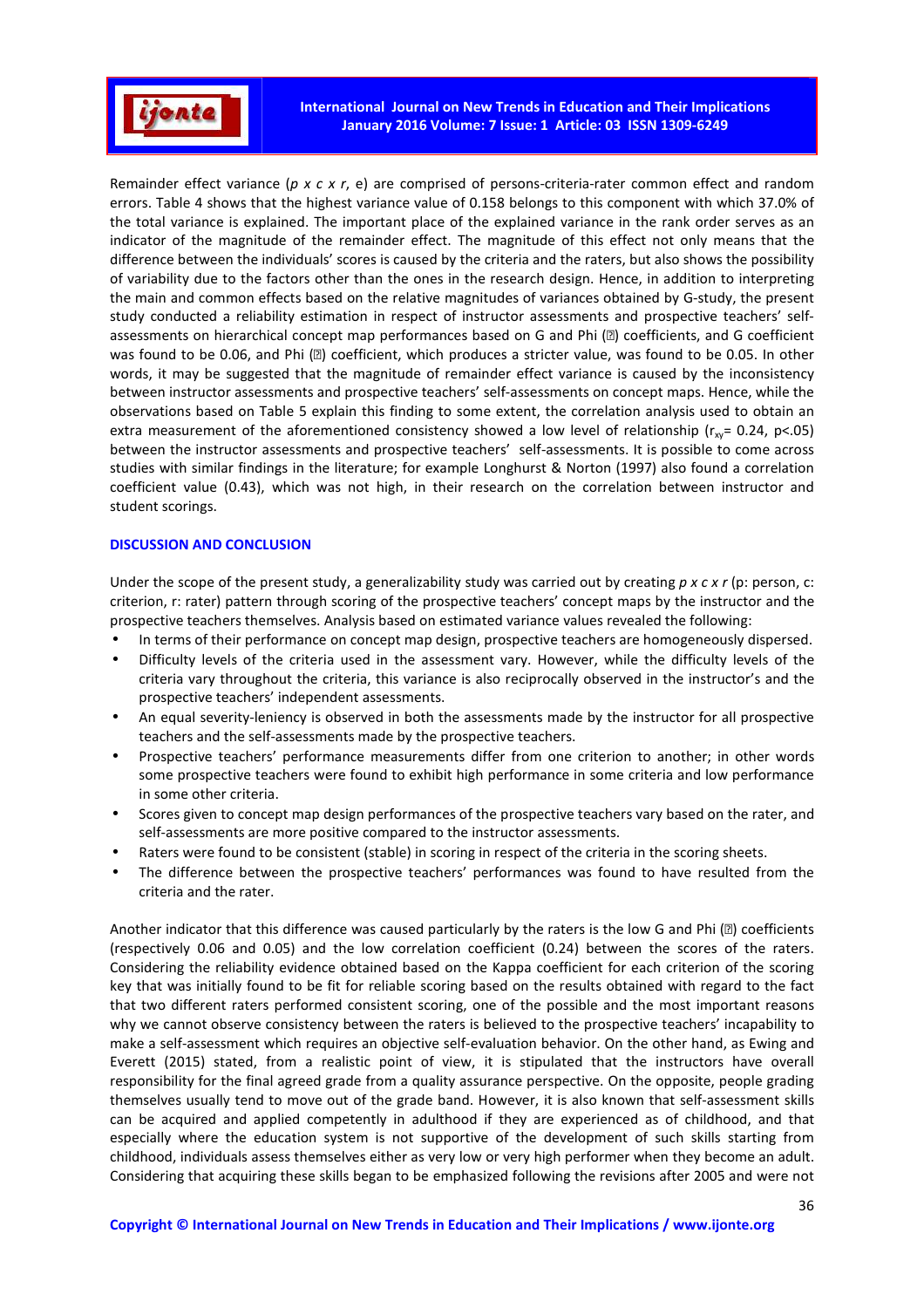Remainder effect variance (*p x c x r*, e) are comprised of persons-criteria-rater common effect and random errors. Table 4 shows that the highest variance value of 0.158 belongs to this component with which 37.0% of the total variance is explained. The important place of the explained variance in the rank order serves as an indicator of the magnitude of the remainder effect. The magnitude of this effect not only means that the difference between the individuals' scores is caused by the criteria and the raters, but also shows the possibility of variability due to the factors other than the ones in the research design. Hence, in addition to interpreting the main and common effects based on the relative magnitudes of variances obtained by G-study, the present study conducted a reliability estimation in respect of instructor assessments and prospective teachers' self-assessments on hierarchical concept map performances based on G and Phi (Φ) coefficients, and G coefficient was found to be 0.06, and Phi (Φ) coefficient, which produces a stricter value, was found to be 0.05. In other words, it may be suggested that the magnitude of remainder effect variance is caused by the inconsistency between instructor assessments and prospective teachers' self-assessments on concept maps. Hence, while the observations based on Table 5 explain this finding to some extent, the correlation analysis used to obtain an extra measurement of the aforementioned consistency showed a low level of relationship ($r_{xy}$= 0.24, p<.05) between the instructor assessments and prospective teachers' self-assessments. It is possible to come across studies with similar findings in the literature; for example Longhurst & Norton (1997) also found a correlation coefficient value (0.43), which was not high, in their research on the correlation between instructor and student scorings.

## DISCUSSION AND CONCLUSION

Under the scope of the present study, a generalizability study was carried out by creating *p x c x r* (p: person, c: criterion, r: rater) pattern through scoring of the prospective teachers' concept maps by the instructor and the prospective teachers themselves. Analysis based on estimated variance values revealed the following:

- In terms of their performance on concept map design, prospective teachers are homogeneously dispersed.
- Difficulty levels of the criteria used in the assessment vary. However, while the difficulty levels of the criteria vary throughout the criteria, this variance is also reciprocally observed in the instructor's and the prospective teachers' independent assessments.
- An equal severity-leniency is observed in both the assessments made by the instructor for all prospective teachers and the self-assessments made by the prospective teachers.
- Prospective teachers' performance measurements differ from one criterion to another; in other words some prospective teachers were found to exhibit high performance in some criteria and low performance in some other criteria.
- Scores given to concept map design performances of the prospective teachers vary based on the rater, and self-assessments are more positive compared to the instructor assessments.
- Raters were found to be consistent (stable) in scoring in respect of the criteria in the scoring sheets.
- The difference between the prospective teachers' performances was found to have resulted from the criteria and the rater.

Another indicator that this difference was caused particularly by the raters is the low G and Phi (Φ) coefficients (respectively 0.06 and 0.05) and the low correlation coefficient (0.24) between the scores of the raters. Considering the reliability evidence obtained based on the Kappa coefficient for each criterion of the scoring key that was initially found to be fit for reliable scoring based on the results obtained with regard to the fact that two different raters performed consistent scoring, one of the possible and the most important reasons why we cannot observe consistency between the raters is believed to the prospective teachers' incapability to make a self-assessment which requires an objective self-evaluation behavior. On the other hand, as Ewing and Everett (2015) stated, from a realistic point of view, it is stipulated that the instructors have overall responsibility for the final agreed grade from a quality assurance perspective. On the opposite, people grading themselves usually tend to move out of the grade band. However, it is also known that self-assessment skills can be acquired and applied competently in adulthood if they are experienced as of childhood, and that especially where the education system is not supportive of the development of such skills starting from childhood, individuals assess themselves either as very low or very high performer when they become an adult. Considering that acquiring these skills began to be emphasized following the revisions after 2005 and were not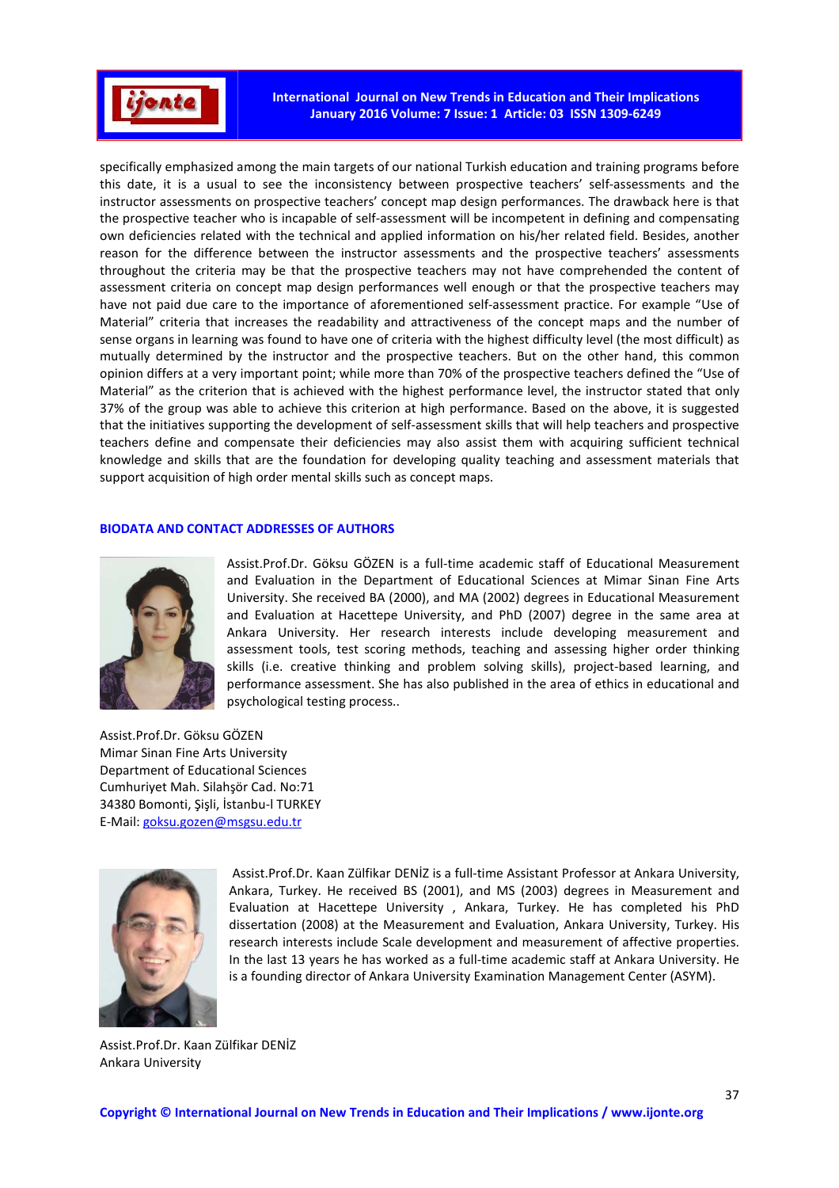specifically emphasized among the main targets of our national Turkish education and training programs before this date, it is a usual to see the inconsistency between prospective teachers' self-assessments and the instructor assessments on prospective teachers' concept map design performances. The drawback here is that the prospective teacher who is incapable of self-assessment will be incompetent in defining and compensating own deficiencies related with the technical and applied information on his/her related field. Besides, another reason for the difference between the instructor assessments and the prospective teachers' assessments throughout the criteria may be that the prospective teachers may not have comprehended the content of assessment criteria on concept map design performances well enough or that the prospective teachers may have not paid due care to the importance of aforementioned self-assessment practice. For example "Use of Material" criteria that increases the readability and attractiveness of the concept maps and the number of sense organs in learning was found to have one of criteria with the highest difficulty level (the most difficult) as mutually determined by the instructor and the prospective teachers. But on the other hand, this common opinion differs at a very important point; while more than 70% of the prospective teachers defined the "Use of Material" as the criterion that is achieved with the highest performance level, the instructor stated that only 37% of the group was able to achieve this criterion at high performance. Based on the above, it is suggested that the initiatives supporting the development of self-assessment skills that will help teachers and prospective teachers define and compensate their deficiencies may also assist them with acquiring sufficient technical knowledge and skills that are the foundation for developing quality teaching and assessment materials that support acquisition of high order mental skills such as concept maps.

## BIODATA AND CONTACT ADDRESSES OF AUTHORS

Assist.Prof.Dr. Göksu GÖZEN is a full-time academic staff of Educational Measurement and Evaluation in the Department of Educational Sciences at Mimar Sinan Fine Arts University. She received BA (2000), and MA (2002) degrees in Educational Measurement and Evaluation at Hacettepe University, and PhD (2007) degree in the same area at Ankara University. Her research interests include developing measurement and assessment tools, test scoring methods, teaching and assessing higher order thinking skills (i.e. creative thinking and problem solving skills), project-based learning, and performance assessment. She has also published in the area of ethics in educational and psychological testing process..

Assist.Prof.Dr. Göksu GÖZEN
Mimar Sinan Fine Arts University
Department of Educational Sciences
Cumhuriyet Mah. Silahşör Cad. No:71
34380 Bomonti, Şişli, İstanbu-l TURKEY
E-Mail: goksu.gozen@msgsu.edu.tr

Assist.Prof.Dr. Kaan Zülfikar DENİZ is a full-time Assistant Professor at Ankara University, Ankara, Turkey. He received BS (2001), and MS (2003) degrees in Measurement and Evaluation at Hacettepe University , Ankara, Turkey. He has completed his PhD dissertation (2008) at the Measurement and Evaluation, Ankara University, Turkey. His research interests include Scale development and measurement of affective properties. In the last 13 years he has worked as a full-time academic staff at Ankara University. He is a founding director of Ankara University Examination Management Center (ASYM).

Assist.Prof.Dr. Kaan Zülfikar DENİZ
Ankara University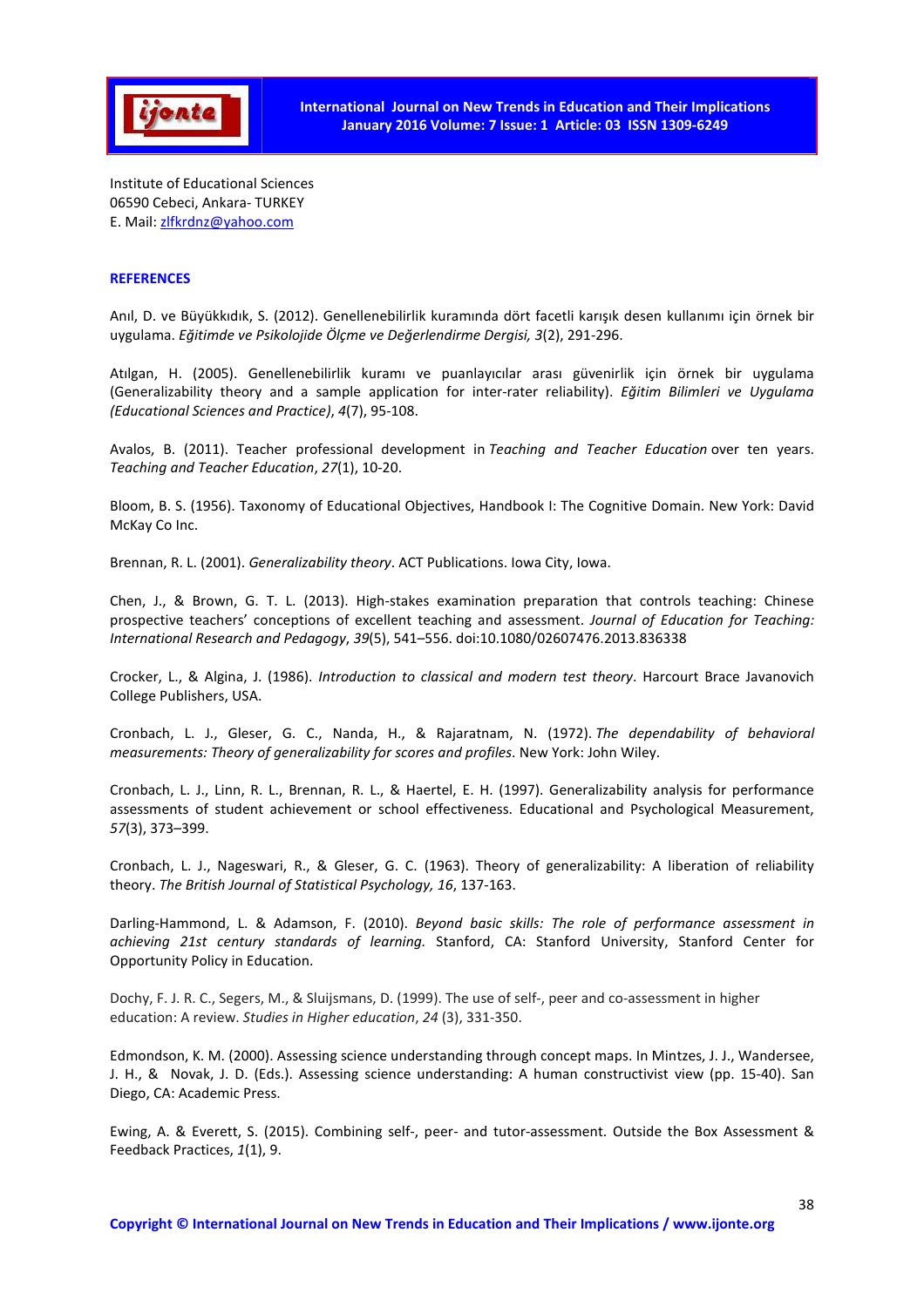Institute of Educational Sciences
06590 Cebeci, Ankara- TURKEY
E. Mail: zlfkrdnz@yahoo.com

## REFERENCES

Anıl, D. ve Büyükkıdık, S. (2012). Genellenebilirlik kuramında dört facetli karışık desen kullanımı için örnek bir uygulama. *Eğitimde ve Psikolojide Ölçme ve Değerlendirme Dergisi, 3*(2), 291-296.

Atılgan, H. (2005). Genellenebilirlik kuramı ve puanlayıcılar arası güvenirlik için örnek bir uygulama (Generalizability theory and a sample application for inter-rater reliability). *Eğitim Bilimleri ve Uygulama (Educational Sciences and Practice)*, *4*(7), 95-108.

Avalos, B. (2011). Teacher professional development in *Teaching and Teacher Education* over ten years. *Teaching and Teacher Education*, *27*(1), 10-20.

Bloom, B. S. (1956). Taxonomy of Educational Objectives, Handbook I: The Cognitive Domain. New York: David McKay Co Inc.

Brennan, R. L. (2001). *Generalizability theory*. ACT Publications. Iowa City, Iowa.

Chen, J., & Brown, G. T. L. (2013). High-stakes examination preparation that controls teaching: Chinese prospective teachers' conceptions of excellent teaching and assessment. *Journal of Education for Teaching: International Research and Pedagogy*, *39*(5), 541–556. doi:10.1080/02607476.2013.836338

Crocker, L., & Algina, J. (1986). *Introduction to classical and modern test theory*. Harcourt Brace Javanovich College Publishers, USA.

Cronbach, L. J., Gleser, G. C., Nanda, H., & Rajaratnam, N. (1972). *The dependability of behavioral measurements: Theory of generalizability for scores and profiles*. New York: John Wiley.

Cronbach, L. J., Linn, R. L., Brennan, R. L., & Haertel, E. H. (1997). Generalizability analysis for performance assessments of student achievement or school effectiveness. Educational and Psychological Measurement, *57*(3), 373–399.

Cronbach, L. J., Nageswari, R., & Gleser, G. C. (1963). Theory of generalizability: A liberation of reliability theory. *The British Journal of Statistical Psychology, 16*, 137-163.

Darling-Hammond, L. & Adamson, F. (2010). *Beyond basic skills: The role of performance assessment in achieving 21st century standards of learning.* Stanford, CA: Stanford University, Stanford Center for Opportunity Policy in Education.

Dochy, F. J. R. C., Segers, M., & Sluijsmans, D. (1999). The use of self-, peer and co-assessment in higher education: A review. *Studies in Higher education*, *24* (3), 331-350.

Edmondson, K. M. (2000). Assessing science understanding through concept maps. In Mintzes, J. J., Wandersee, J. H., & Novak, J. D. (Eds.). Assessing science understanding: A human constructivist view (pp. 15-40). San Diego, CA: Academic Press.

Ewing, A. & Everett, S. (2015). Combining self-, peer- and tutor-assessment. Outside the Box Assessment & Feedback Practices, *1*(1), 9.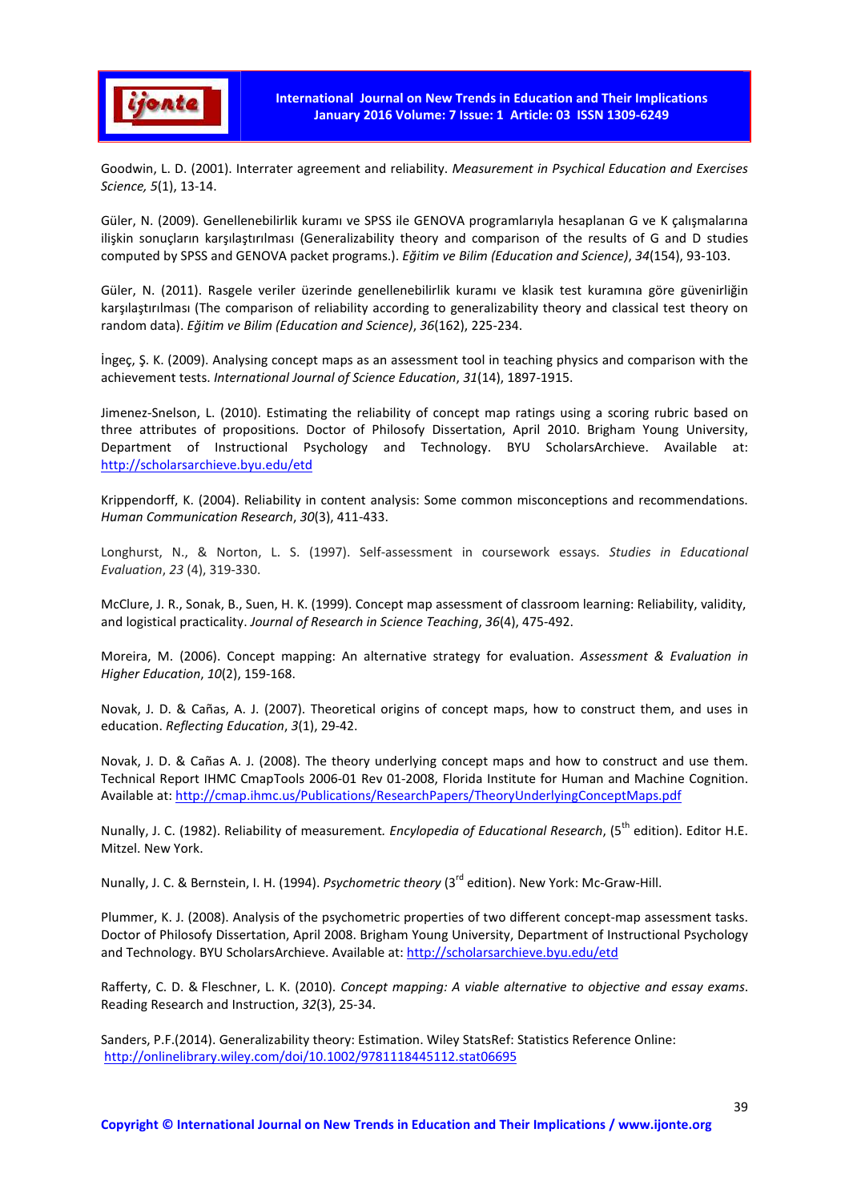Goodwin, L. D. (2001). Interrater agreement and reliability. *Measurement in Psychical Education and Exercises Science, 5*(1), 13-14.

Güler, N. (2009). Genellenebilirlik kuramı ve SPSS ile GENOVA programlarıyla hesaplanan G ve K çalışmalarına ilişkin sonuçların karşılaştırılması (Generalizability theory and comparison of the results of G and D studies computed by SPSS and GENOVA packet programs.). *Eğitim ve Bilim (Education and Science)*, *34*(154), 93-103.

Güler, N. (2011). Rasgele veriler üzerinde genellenebilirlik kuramı ve klasik test kuramına göre güvenirliğin karşılaştırılması (The comparison of reliability according to generalizability theory and classical test theory on random data). *Eğitim ve Bilim (Education and Science)*, *36*(162), 225-234.

İngeç, Ş. K. (2009). Analysing concept maps as an assessment tool in teaching physics and comparison with the achievement tests. *International Journal of Science Education*, *31*(14), 1897-1915.

Jimenez-Snelson, L. (2010). Estimating the reliability of concept map ratings using a scoring rubric based on three attributes of propositions. Doctor of Philosophy Dissertation, April 2010. Brigham Young University, Department of Instructional Psychology and Technology. BYU ScholarsArchieve. Available at: http://scholarsarchieve.byu.edu/etd

Krippendorff, K. (2004). Reliability in content analysis: Some common misconceptions and recommendations. *Human Communication Research*, *30*(3), 411-433.

Longhurst, N., & Norton, L. S. (1997). Self-assessment in coursework essays. *Studies in Educational Evaluation*, *23* (4), 319-330.

McClure, J. R., Sonak, B., Suen, H. K. (1999). Concept map assessment of classroom learning: Reliability, validity, and logistical practicality. *Journal of Research in Science Teaching*, *36*(4), 475-492.

Moreira, M. (2006). Concept mapping: An alternative strategy for evaluation. *Assessment & Evaluation in Higher Education*, *10*(2), 159-168.

Novak, J. D. & Cañas, A. J. (2007). Theoretical origins of concept maps, how to construct them, and uses in education. *Reflecting Education*, *3*(1), 29-42.

Novak, J. D. & Cañas A. J. (2008). The theory underlying concept maps and how to construct and use them. Technical Report IHMC CmapTools 2006-01 Rev 01-2008, Florida Institute for Human and Machine Cognition. Available at: http://cmap.ihmc.us/Publications/ResearchPapers/TheoryUnderlyingConceptMaps.pdf

Nunally, J. C. (1982). Reliability of measurement. *Encylopedia of Educational Research*, (5th edition). Editor H.E. Mitzel. New York.

Nunally, J. C. & Bernstein, I. H. (1994). *Psychometric theory* (3rd edition). New York: Mc-Graw-Hill.

Plummer, K. J. (2008). Analysis of the psychometric properties of two different concept-map assessment tasks. Doctor of Philosofy Dissertation, April 2008. Brigham Young University, Department of Instructional Psychology and Technology. BYU ScholarsArchieve. Available at: http://scholarsarchieve.byu.edu/etd

Rafferty, C. D. & Fleschner, L. K. (2010). *Concept mapping: A viable alternative to objective and essay exams*. Reading Research and Instruction, *32*(3), 25-34.

Sanders, P.F.(2014). Generalizability theory: Estimation. Wiley StatsRef: Statistics Reference Online: http://onlinelibrary.wiley.com/doi/10.1002/9781118445112.stat06695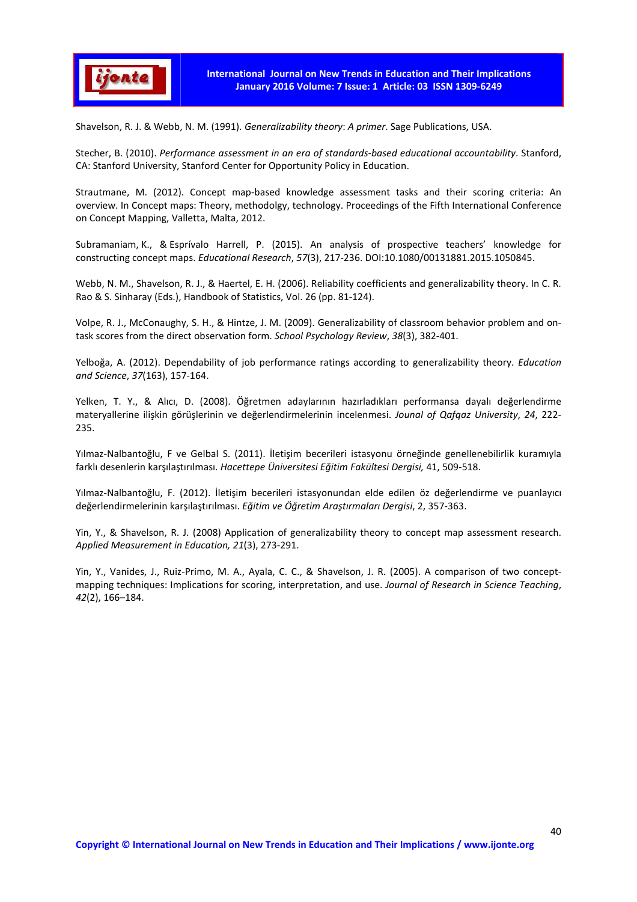Shavelson, R. J. & Webb, N. M. (1991). *Generalizability theory*: *A primer*. Sage Publications, USA.

Stecher, B. (2010). *Performance assessment in an era of standards-based educational accountability*. Stanford, CA: Stanford University, Stanford Center for Opportunity Policy in Education.

Strautmane, M. (2012). Concept map-based knowledge assessment tasks and their scoring criteria: An overview. In Concept maps: Theory, methodolgy, technology. Proceedings of the Fifth International Conference on Concept Mapping, Valletta, Malta, 2012.

Subramaniam, K., & Esprívalo Harrell, P. (2015). An analysis of prospective teachers' knowledge for constructing concept maps. *Educational Research*, *57*(3), 217-236. DOI:10.1080/00131881.2015.1050845.

Webb, N. M., Shavelson, R. J., & Haertel, E. H. (2006). Reliability coefficients and generalizability theory. In C. R. Rao & S. Sinharay (Eds.), Handbook of Statistics, Vol. 26 (pp. 81-124).

Volpe, R. J., McConaughy, S. H., & Hintze, J. M. (2009). Generalizability of classroom behavior problem and on-task scores from the direct observation form. *School Psychology Review*, *38*(3), 382-401.

Yelboğa, A. (2012). Dependability of job performance ratings according to generalizability theory. *Education and Science*, *37*(163), 157-164.

Yelken, T. Y., & Alıcı, D. (2008). Öğretmen adaylarının hazırladıkları performansa dayalı değerlendirme materyallerine ilişkin görüşlerinin ve değerlendirmelerinin incelenmesi. *Jounal of Qafqaz University*, *24*, 222-235.

Yılmaz-Nalbantoğlu, F ve Gelbal S. (2011). İletişim becerileri istasyonu örneğinde genellenebilirlik kuramıyla farklı desenlerin karşılaştırılması. *Hacettepe Üniversitesi Eğitim Fakültesi Dergisi,* 41, 509-518.

Yılmaz-Nalbantoğlu, F. (2012). İletişim becerileri istasyonundan elde edilen öz değerlendirme ve puanlayıcı değerlendirmelerinin karşılaştırılması. *Eğitim ve Öğretim Araştırmaları Dergisi*, 2, 357-363.

Yin, Y., & Shavelson, R. J. (2008) Application of generalizability theory to concept map assessment research. *Applied Measurement in Education, 21*(3), 273-291.

Yin, Y., Vanides, J., Ruiz-Primo, M. A., Ayala, C. C., & Shavelson, J. R. (2005). A comparison of two concept-mapping techniques: Implications for scoring, interpretation, and use. *Journal of Research in Science Teaching*, *42*(2), 166–184.